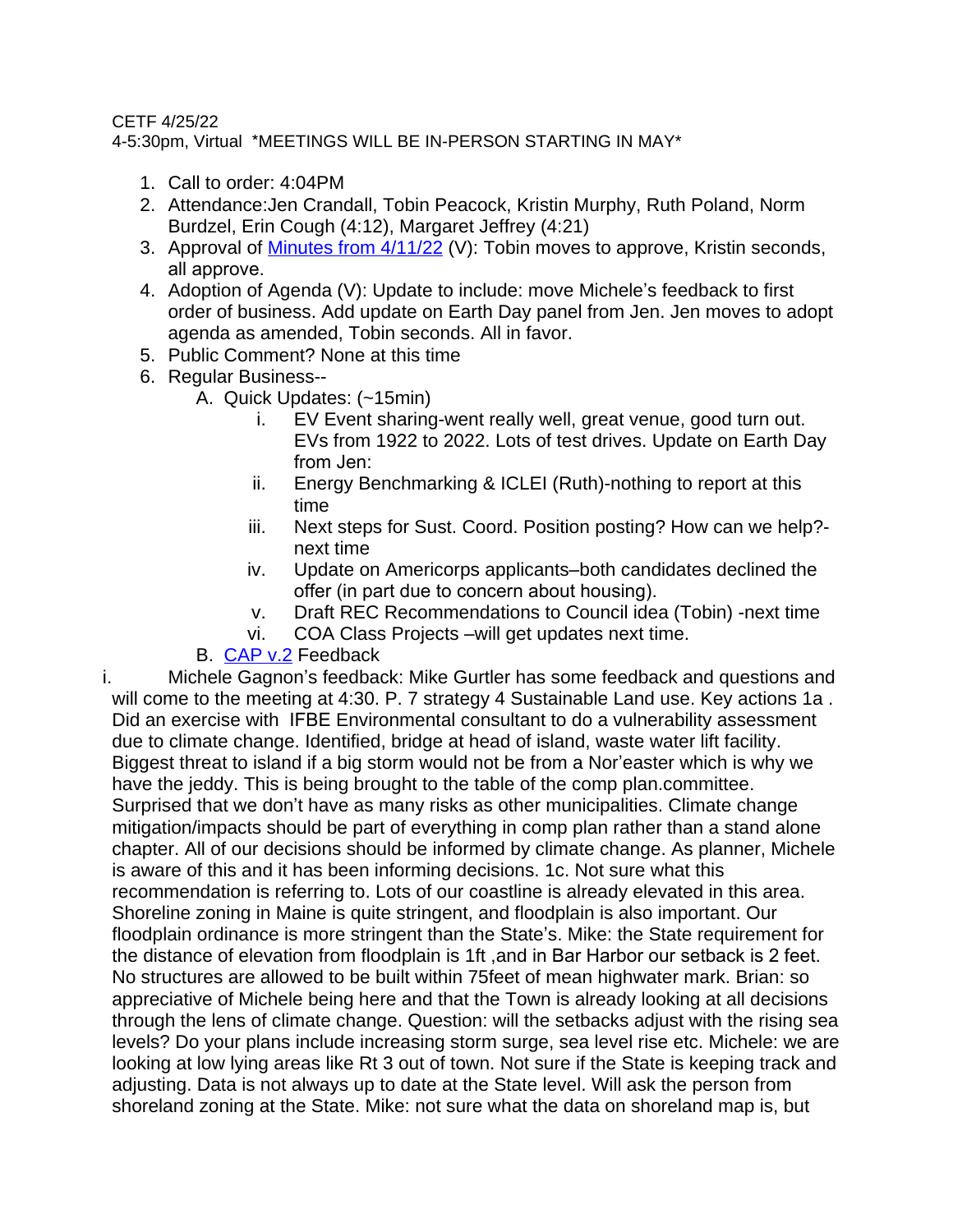CETF 4/25/22
4-5:30pm, Virtual *MEETINGS WILL BE IN-PERSON STARTING IN MAY*

1. Call to order: 4:04PM
2. Attendance:Jen Crandall, Tobin Peacock, Kristin Murphy, Ruth Poland, Norm Burdzel, Erin Cough (4:12), Margaret Jeffrey (4:21)
3. Approval of [Minutes from 4/11/22](#) (V): Tobin moves to approve, Kristin seconds, all approve.
4. Adoption of Agenda (V): Update to include: move Michele's feedback to first order of business. Add update on Earth Day panel from Jen. Jen moves to adopt agenda as amended, Tobin seconds. All in favor.
5. Public Comment? None at this time
6. Regular Business--
   A. Quick Updates: (~15min)
      i. EV Event sharing-went really well, great venue, good turn out. EVs from 1922 to 2022. Lots of test drives. Update on Earth Day from Jen:
      ii. Energy Benchmarking & ICLEI (Ruth)-nothing to report at this time
      iii. Next steps for Sust. Coord. Position posting? How can we help?-next time
      iv. Update on Americorps applicants–both candidates declined the offer (in part due to concern about housing).
      v. Draft REC Recommendations to Council idea (Tobin) -next time
      vi. COA Class Projects –will get updates next time.
   B. [CAP v.2](#) Feedback

i. Michele Gagnon's feedback: Mike Gurtler has some feedback and questions and will come to the meeting at 4:30. P. 7 strategy 4 Sustainable Land use. Key actions 1a . Did an exercise with IFBE Environmental consultant to do a vulnerability assessment due to climate change. Identified, bridge at head of island, waste water lift facility. Biggest threat to island if a big storm would not be from a Nor'easter which is why we have the jeddy. This is being brought to the table of the comp plan.committee. Surprised that we don't have as many risks as other municipalities. Climate change mitigation/impacts should be part of everything in comp plan rather than a stand alone chapter. All of our decisions should be informed by climate change. As planner, Michele is aware of this and it has been informing decisions. 1c. Not sure what this recommendation is referring to. Lots of our coastline is already elevated in this area. Shoreline zoning in Maine is quite stringent, and floodplain is also important. Our floodplain ordinance is more stringent than the State's. Mike: the State requirement for the distance of elevation from floodplain is 1ft ,and in Bar Harbor our setback is 2 feet. No structures are allowed to be built within 75feet of mean highwater mark. Brian: so appreciative of Michele being here and that the Town is already looking at all decisions through the lens of climate change. Question: will the setbacks adjust with the rising sea levels? Do your plans include increasing storm surge, sea level rise etc. Michele: we are looking at low lying areas like Rt 3 out of town. Not sure if the State is keeping track and adjusting. Data is not always up to date at the State level. Will ask the person from shoreland zoning at the State. Mike: not sure what the data on shoreland map is, but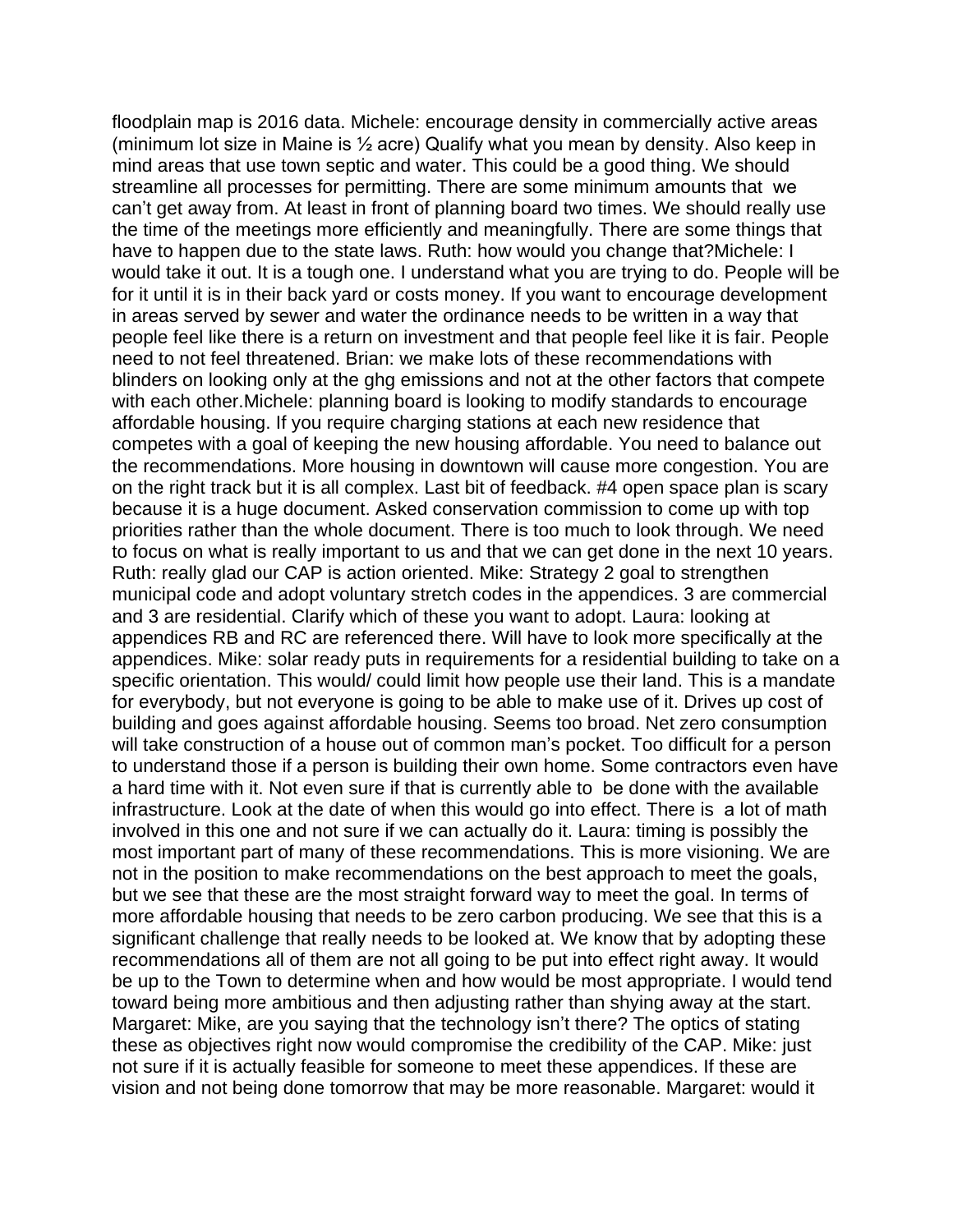floodplain map is 2016 data. Michele: encourage density in commercially active areas (minimum lot size in Maine is ½ acre) Qualify what you mean by density. Also keep in mind areas that use town septic and water. This could be a good thing. We should streamline all processes for permitting. There are some minimum amounts that we can't get away from. At least in front of planning board two times. We should really use the time of the meetings more efficiently and meaningfully. There are some things that have to happen due to the state laws. Ruth: how would you change that?Michele: I would take it out. It is a tough one. I understand what you are trying to do. People will be for it until it is in their back yard or costs money. If you want to encourage development in areas served by sewer and water the ordinance needs to be written in a way that people feel like there is a return on investment and that people feel like it is fair. People need to not feel threatened. Brian: we make lots of these recommendations with blinders on looking only at the ghg emissions and not at the other factors that compete with each other.Michele: planning board is looking to modify standards to encourage affordable housing. If you require charging stations at each new residence that competes with a goal of keeping the new housing affordable. You need to balance out the recommendations. More housing in downtown will cause more congestion. You are on the right track but it is all complex. Last bit of feedback. #4 open space plan is scary because it is a huge document. Asked conservation commission to come up with top priorities rather than the whole document. There is too much to look through. We need to focus on what is really important to us and that we can get done in the next 10 years. Ruth: really glad our CAP is action oriented. Mike: Strategy 2 goal to strengthen municipal code and adopt voluntary stretch codes in the appendices. 3 are commercial and 3 are residential. Clarify which of these you want to adopt. Laura: looking at appendices RB and RC are referenced there. Will have to look more specifically at the appendices. Mike: solar ready puts in requirements for a residential building to take on a specific orientation. This would/ could limit how people use their land. This is a mandate for everybody, but not everyone is going to be able to make use of it. Drives up cost of building and goes against affordable housing. Seems too broad. Net zero consumption will take construction of a house out of common man's pocket. Too difficult for a person to understand those if a person is building their own home. Some contractors even have a hard time with it. Not even sure if that is currently able to be done with the available infrastructure. Look at the date of when this would go into effect. There is a lot of math involved in this one and not sure if we can actually do it. Laura: timing is possibly the most important part of many of these recommendations. This is more visioning. We are not in the position to make recommendations on the best approach to meet the goals, but we see that these are the most straight forward way to meet the goal. In terms of more affordable housing that needs to be zero carbon producing. We see that this is a significant challenge that really needs to be looked at. We know that by adopting these recommendations all of them are not all going to be put into effect right away. It would be up to the Town to determine when and how would be most appropriate. I would tend toward being more ambitious and then adjusting rather than shying away at the start. Margaret: Mike, are you saying that the technology isn't there? The optics of stating these as objectives right now would compromise the credibility of the CAP. Mike: just not sure if it is actually feasible for someone to meet these appendices. If these are vision and not being done tomorrow that may be more reasonable. Margaret: would it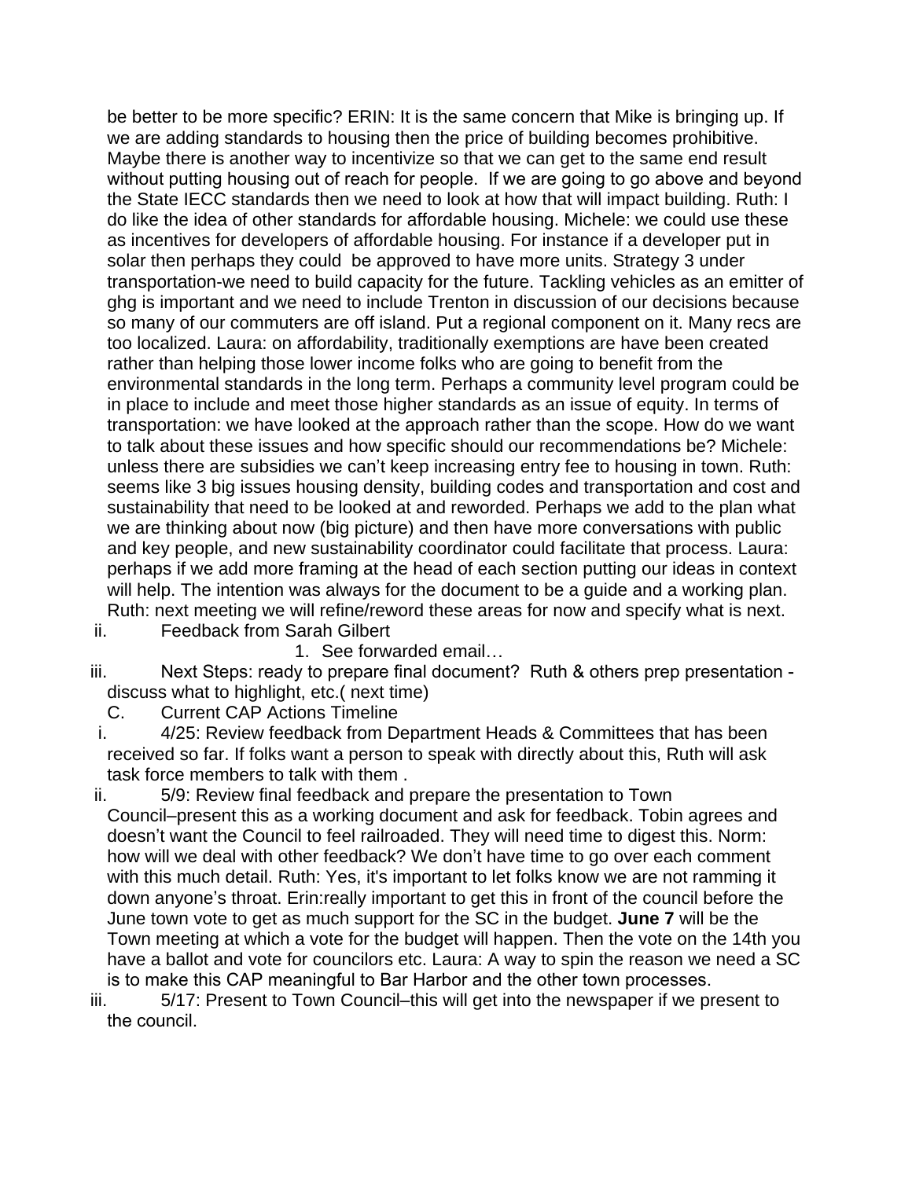be better to be more specific? ERIN: It is the same concern that Mike is bringing up. If we are adding standards to housing then the price of building becomes prohibitive. Maybe there is another way to incentivize so that we can get to the same end result without putting housing out of reach for people. If we are going to go above and beyond the State IECC standards then we need to look at how that will impact building. Ruth: I do like the idea of other standards for affordable housing. Michele: we could use these as incentives for developers of affordable housing. For instance if a developer put in solar then perhaps they could be approved to have more units. Strategy 3 under transportation-we need to build capacity for the future. Tackling vehicles as an emitter of ghg is important and we need to include Trenton in discussion of our decisions because so many of our commuters are off island. Put a regional component on it. Many recs are too localized. Laura: on affordability, traditionally exemptions are have been created rather than helping those lower income folks who are going to benefit from the environmental standards in the long term. Perhaps a community level program could be in place to include and meet those higher standards as an issue of equity. In terms of transportation: we have looked at the approach rather than the scope. How do we want to talk about these issues and how specific should our recommendations be? Michele: unless there are subsidies we can't keep increasing entry fee to housing in town. Ruth: seems like 3 big issues housing density, building codes and transportation and cost and sustainability that need to be looked at and reworded. Perhaps we add to the plan what we are thinking about now (big picture) and then have more conversations with public and key people, and new sustainability coordinator could facilitate that process. Laura: perhaps if we add more framing at the head of each section putting our ideas in context will help. The intention was always for the document to be a guide and a working plan. Ruth: next meeting we will refine/reword these areas for now and specify what is next.

ii. Feedback from Sarah Gilbert

1. See forwarded email…

iii. Next Steps: ready to prepare final document? Ruth & others prep presentation - discuss what to highlight, etc.( next time)

C. Current CAP Actions Timeline

i. 4/25: Review feedback from Department Heads & Committees that has been received so far. If folks want a person to speak with directly about this, Ruth will ask task force members to talk with them .

ii. 5/9: Review final feedback and prepare the presentation to Town Council–present this as a working document and ask for feedback. Tobin agrees and doesn't want the Council to feel railroaded. They will need time to digest this. Norm: how will we deal with other feedback? We don't have time to go over each comment with this much detail. Ruth: Yes, it's important to let folks know we are not ramming it down anyone's throat. Erin:really important to get this in front of the council before the June town vote to get as much support for the SC in the budget. **June 7** will be the Town meeting at which a vote for the budget will happen. Then the vote on the 14th you have a ballot and vote for councilors etc. Laura: A way to spin the reason we need a SC is to make this CAP meaningful to Bar Harbor and the other town processes.

iii. 5/17: Present to Town Council–this will get into the newspaper if we present to the council.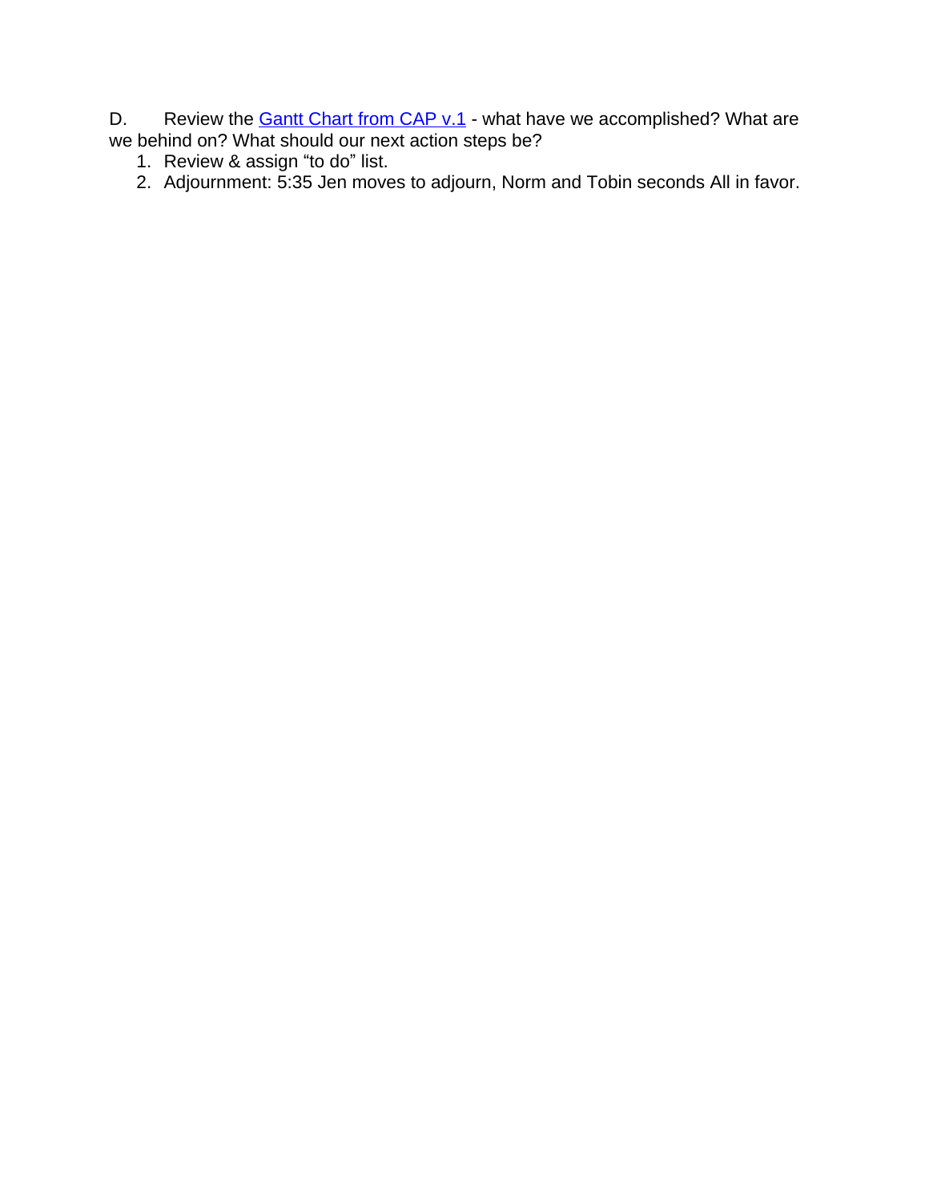D. Review the Gantt Chart from CAP v.1 - what have we accomplished? What are we behind on? What should our next action steps be?

1. Review & assign “to do” list.
2. Adjournment: 5:35 Jen moves to adjourn, Norm and Tobin seconds All in favor.